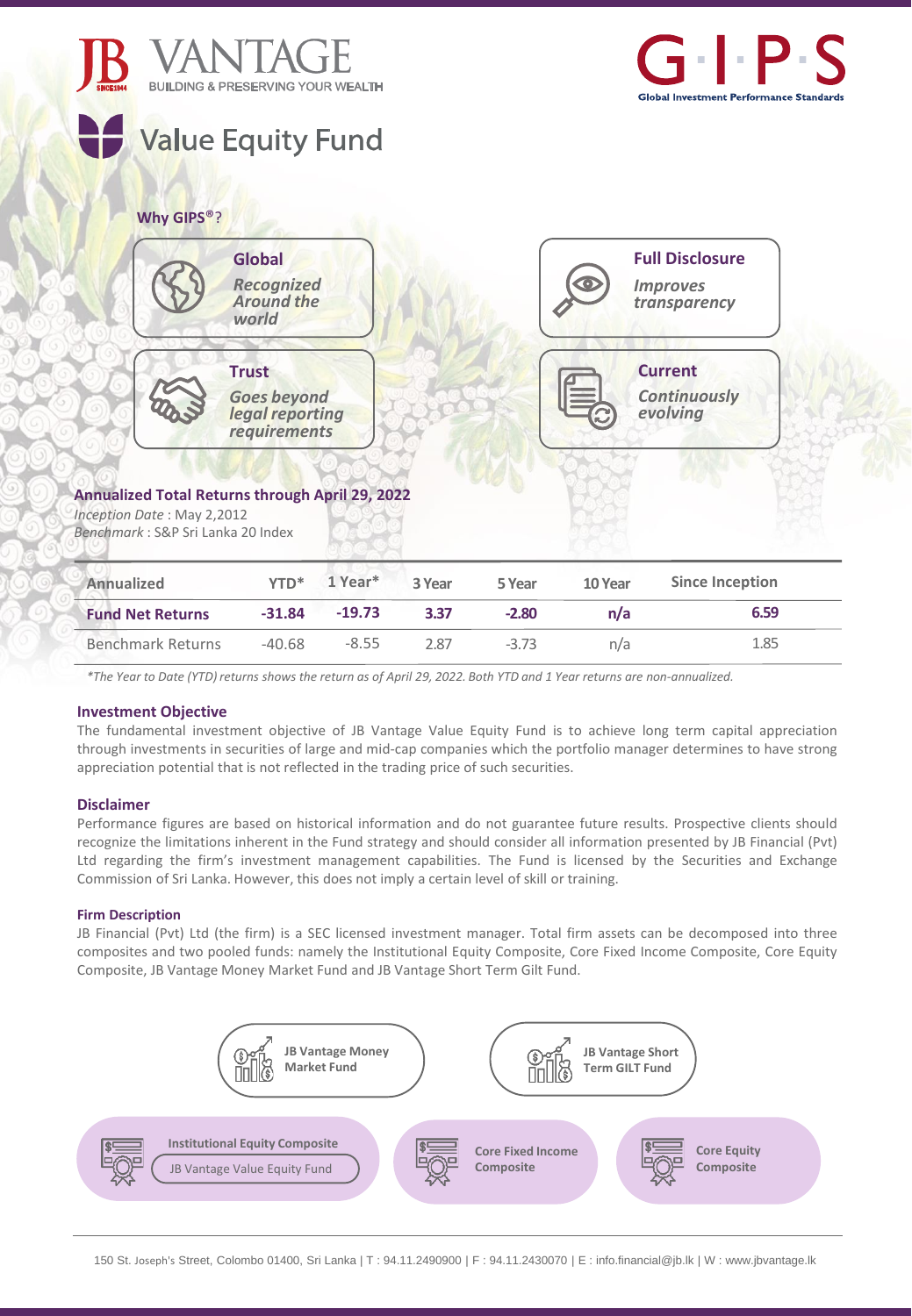JB VANTAGE
BUILDING & PRESERVING YOUR WEALTH

G·I·P·S
Global Investment Performance Standards

# Value Equity Fund

**Why GIPS®?**

**Global**
*Recognized Around the world*

**Full Disclosure**
*Improves transparency*

**Trust**
*Goes beyond legal reporting requirements*

**Current**
*Continuously evolving*

## Annualized Total Returns through April 29, 2022

*Inception Date* : May 2,2012
*Benchmark* : S&P Sri Lanka 20 Index

| Annualized | YTD* | 1 Year* | 3 Year | 5 Year | 10 Year | Since Inception |
|---|---|---|---|---|---|---|
| **Fund Net Returns** | **-31.84** | **-19.73** | **3.37** | **-2.80** | **n/a** | **6.59** |
| Benchmark Returns | -40.68 | -8.55 | 2.87 | -3.73 | n/a | 1.85 |

*\*The Year to Date (YTD) returns shows the return as of April 29, 2022. Both YTD and 1 Year returns are non-annualized.*

### Investment Objective

The fundamental investment objective of JB Vantage Value Equity Fund is to achieve long term capital appreciation through investments in securities of large and mid-cap companies which the portfolio manager determines to have strong appreciation potential that is not reflected in the trading price of such securities.

### Disclaimer

Performance figures are based on historical information and do not guarantee future results. Prospective clients should recognize the limitations inherent in the Fund strategy and should consider all information presented by JB Financial (Pvt) Ltd regarding the firm's investment management capabilities. The Fund is licensed by the Securities and Exchange Commission of Sri Lanka. However, this does not imply a certain level of skill or training.

### Firm Description

JB Financial (Pvt) Ltd (the firm) is a SEC licensed investment manager. Total firm assets can be decomposed into three composites and two pooled funds: namely the Institutional Equity Composite, Core Fixed Income Composite, Core Equity Composite, JB Vantage Money Market Fund and JB Vantage Short Term Gilt Fund.

- JB Vantage Money Market Fund
- JB Vantage Short Term GILT Fund
- Institutional Equity Composite
  - JB Vantage Value Equity Fund
- Core Fixed Income Composite
- Core Equity Composite

150 St. Joseph's Street, Colombo 01400, Sri Lanka | T : 94.11.2490900 | F : 94.11.2430070 | E : info.financial@jb.lk | W : www.jbvantage.lk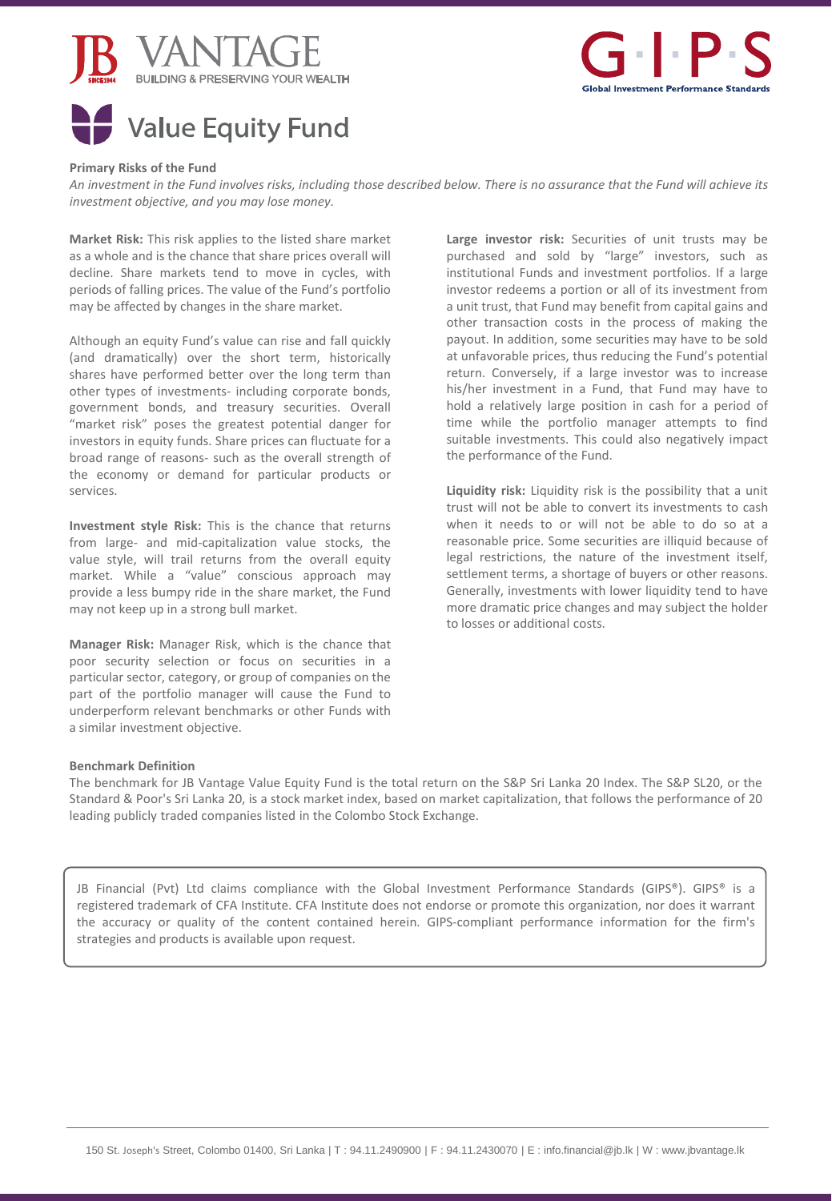# Value Equity Fund

**Primary Risks of the Fund**

*An investment in the Fund involves risks, including those described below. There is no assurance that the Fund will achieve its investment objective, and you may lose money.*

**Market Risk:** This risk applies to the listed share market as a whole and is the chance that share prices overall will decline. Share markets tend to move in cycles, with periods of falling prices. The value of the Fund's portfolio may be affected by changes in the share market.

Although an equity Fund's value can rise and fall quickly (and dramatically) over the short term, historically shares have performed better over the long term than other types of investments- including corporate bonds, government bonds, and treasury securities. Overall "market risk" poses the greatest potential danger for investors in equity funds. Share prices can fluctuate for a broad range of reasons- such as the overall strength of the economy or demand for particular products or services.

**Investment style Risk:** This is the chance that returns from large- and mid-capitalization value stocks, the value style, will trail returns from the overall equity market. While a "value" conscious approach may provide a less bumpy ride in the share market, the Fund may not keep up in a strong bull market.

**Manager Risk:** Manager Risk, which is the chance that poor security selection or focus on securities in a particular sector, category, or group of companies on the part of the portfolio manager will cause the Fund to underperform relevant benchmarks or other Funds with a similar investment objective.

**Large investor risk:** Securities of unit trusts may be purchased and sold by "large" investors, such as institutional Funds and investment portfolios. If a large investor redeems a portion or all of its investment from a unit trust, that Fund may benefit from capital gains and other transaction costs in the process of making the payout. In addition, some securities may have to be sold at unfavorable prices, thus reducing the Fund's potential return. Conversely, if a large investor was to increase his/her investment in a Fund, that Fund may have to hold a relatively large position in cash for a period of time while the portfolio manager attempts to find suitable investments. This could also negatively impact the performance of the Fund.

**Liquidity risk:** Liquidity risk is the possibility that a unit trust will not be able to convert its investments to cash when it needs to or will not be able to do so at a reasonable price. Some securities are illiquid because of legal restrictions, the nature of the investment itself, settlement terms, a shortage of buyers or other reasons. Generally, investments with lower liquidity tend to have more dramatic price changes and may subject the holder to losses or additional costs.

**Benchmark Definition**

The benchmark for JB Vantage Value Equity Fund is the total return on the S&P Sri Lanka 20 Index. The S&P SL20, or the Standard & Poor's Sri Lanka 20, is a stock market index, based on market capitalization, that follows the performance of 20 leading publicly traded companies listed in the Colombo Stock Exchange.

JB Financial (Pvt) Ltd claims compliance with the Global Investment Performance Standards (GIPS®). GIPS® is a registered trademark of CFA Institute. CFA Institute does not endorse or promote this organization, nor does it warrant the accuracy or quality of the content contained herein. GIPS-compliant performance information for the firm's strategies and products is available upon request.

150 St. Joseph's Street, Colombo 01400, Sri Lanka | T : 94.11.2490900 | F : 94.11.2430070 | E : info.financial@jb.lk | W : www.jbvantage.lk